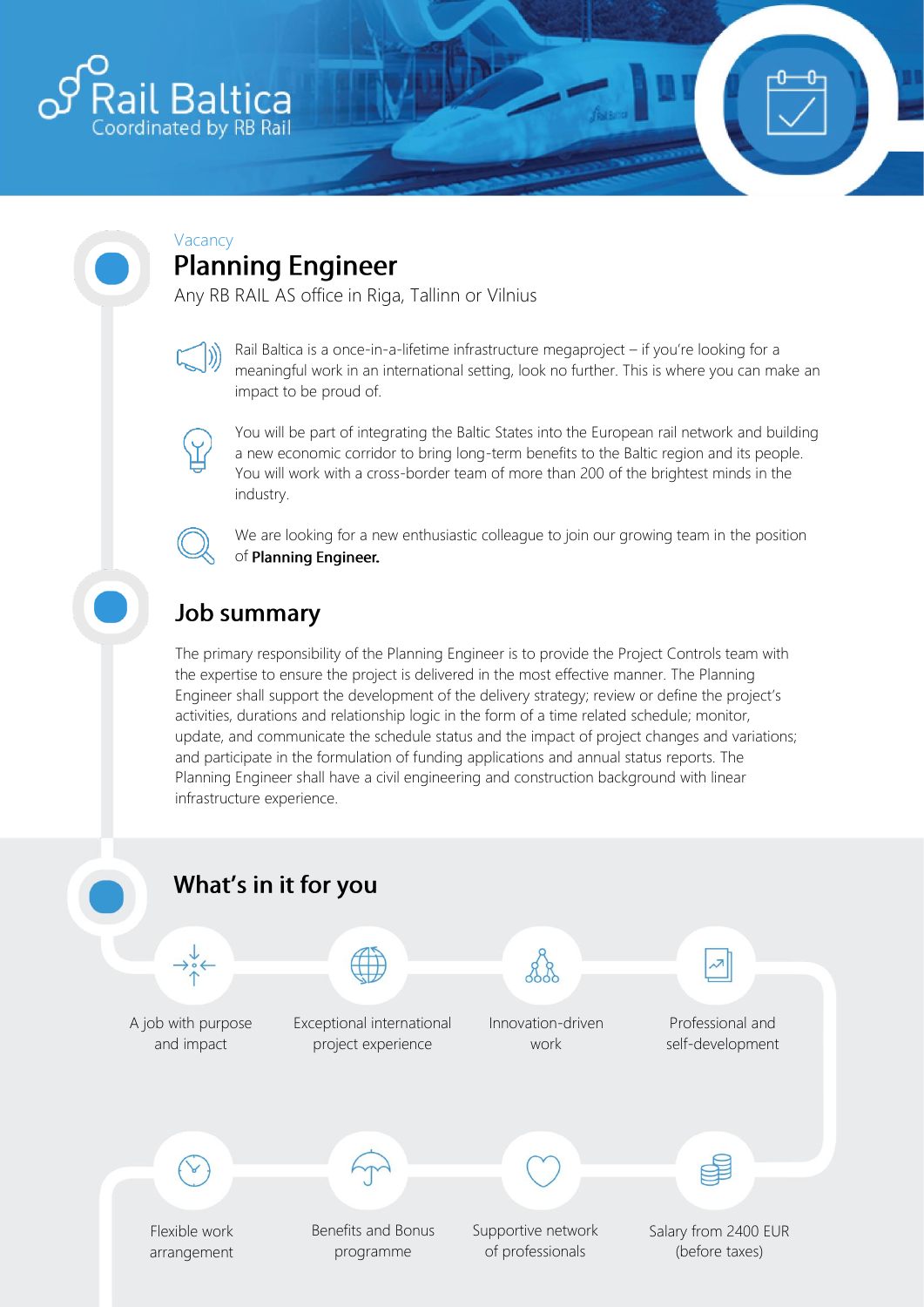Rail Baltica
Coordinated by RB Rail

Vacancy

# Planning Engineer

Any RB RAIL AS office in Riga, Tallinn or Vilnius

Rail Baltica is a once-in-a-lifetime infrastructure megaproject – if you're looking for a meaningful work in an international setting, look no further. This is where you can make an impact to be proud of.

You will be part of integrating the Baltic States into the European rail network and building a new economic corridor to bring long-term benefits to the Baltic region and its people. You will work with a cross-border team of more than 200 of the brightest minds in the industry.

We are looking for a new enthusiastic colleague to join our growing team in the position of **Planning Engineer.**

## Job summary

The primary responsibility of the Planning Engineer is to provide the Project Controls team with the expertise to ensure the project is delivered in the most effective manner. The Planning Engineer shall support the development of the delivery strategy; review or define the project's activities, durations and relationship logic in the form of a time related schedule; monitor, update, and communicate the schedule status and the impact of project changes and variations; and participate in the formulation of funding applications and annual status reports. The Planning Engineer shall have a civil engineering and construction background with linear infrastructure experience.

## What's in it for you

- A job with purpose and impact
- Exceptional international project experience
- Innovation-driven work
- Professional and self-development
- Flexible work arrangement
- Benefits and Bonus programme
- Supportive network of professionals
- Salary from 2400 EUR (before taxes)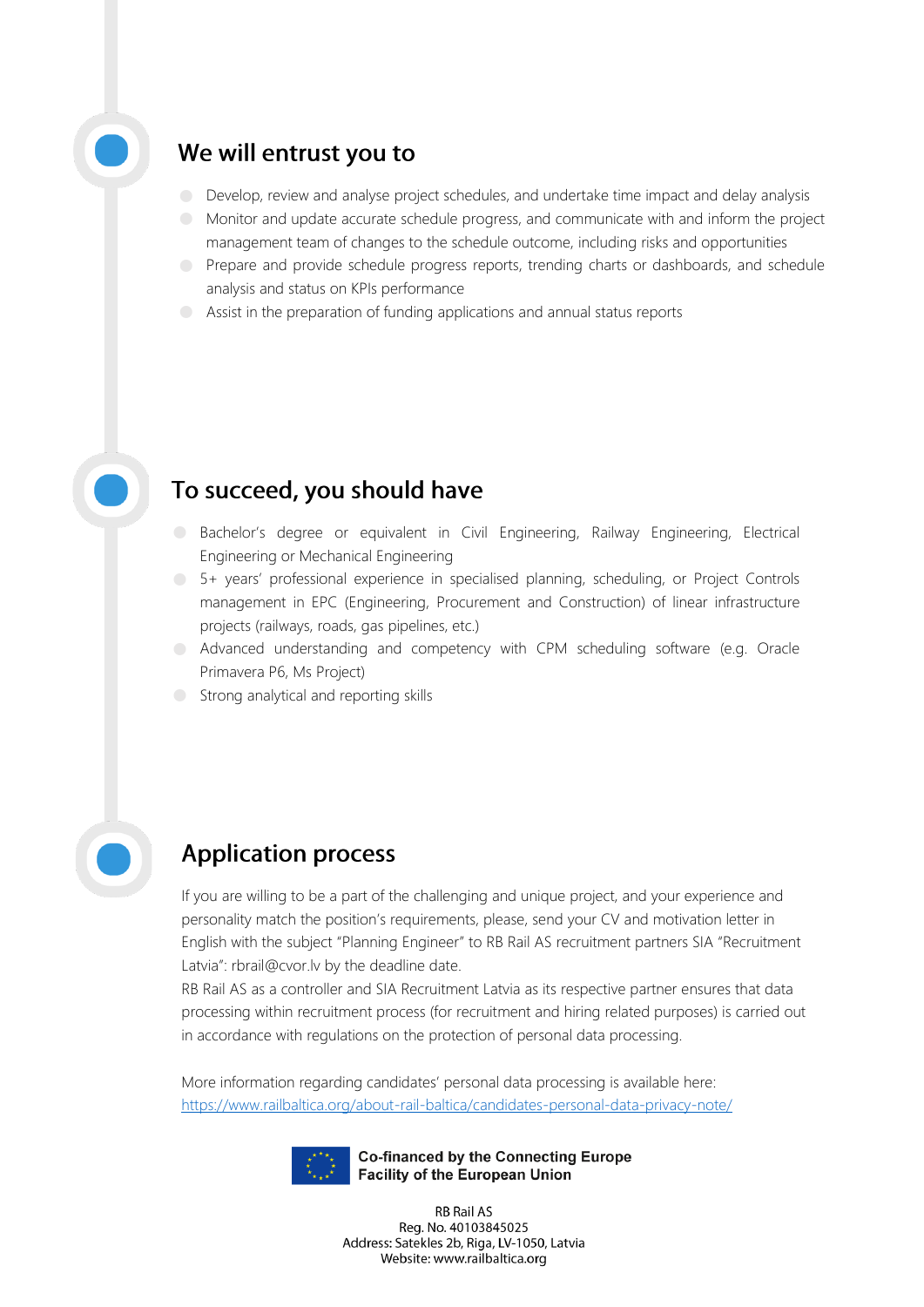## We will entrust you to

- Develop, review and analyse project schedules, and undertake time impact and delay analysis
- Monitor and update accurate schedule progress, and communicate with and inform the project management team of changes to the schedule outcome, including risks and opportunities
- Prepare and provide schedule progress reports, trending charts or dashboards, and schedule analysis and status on KPIs performance
- Assist in the preparation of funding applications and annual status reports

## To succeed, you should have

- Bachelor's degree or equivalent in Civil Engineering, Railway Engineering, Electrical Engineering or Mechanical Engineering
- 5+ years' professional experience in specialised planning, scheduling, or Project Controls management in EPC (Engineering, Procurement and Construction) of linear infrastructure projects (railways, roads, gas pipelines, etc.)
- Advanced understanding and competency with CPM scheduling software (e.g. Oracle Primavera P6, Ms Project)
- Strong analytical and reporting skills

## Application process

If you are willing to be a part of the challenging and unique project, and your experience and personality match the position's requirements, please, send your CV and motivation letter in English with the subject "Planning Engineer" to RB Rail AS recruitment partners SIA "Recruitment Latvia": rbrail@cvor.lv by the deadline date.
RB Rail AS as a controller and SIA Recruitment Latvia as its respective partner ensures that data processing within recruitment process (for recruitment and hiring related purposes) is carried out in accordance with regulations on the protection of personal data processing.

More information regarding candidates' personal data processing is available here:
https://www.railbaltica.org/about-rail-baltica/candidates-personal-data-privacy-note/

**Co-financed by the Connecting Europe Facility of the European Union**

RB Rail AS
Reg. No. 40103845025
Address: Satekles 2b, Riga, LV-1050, Latvia
Website: www.railbaltica.org